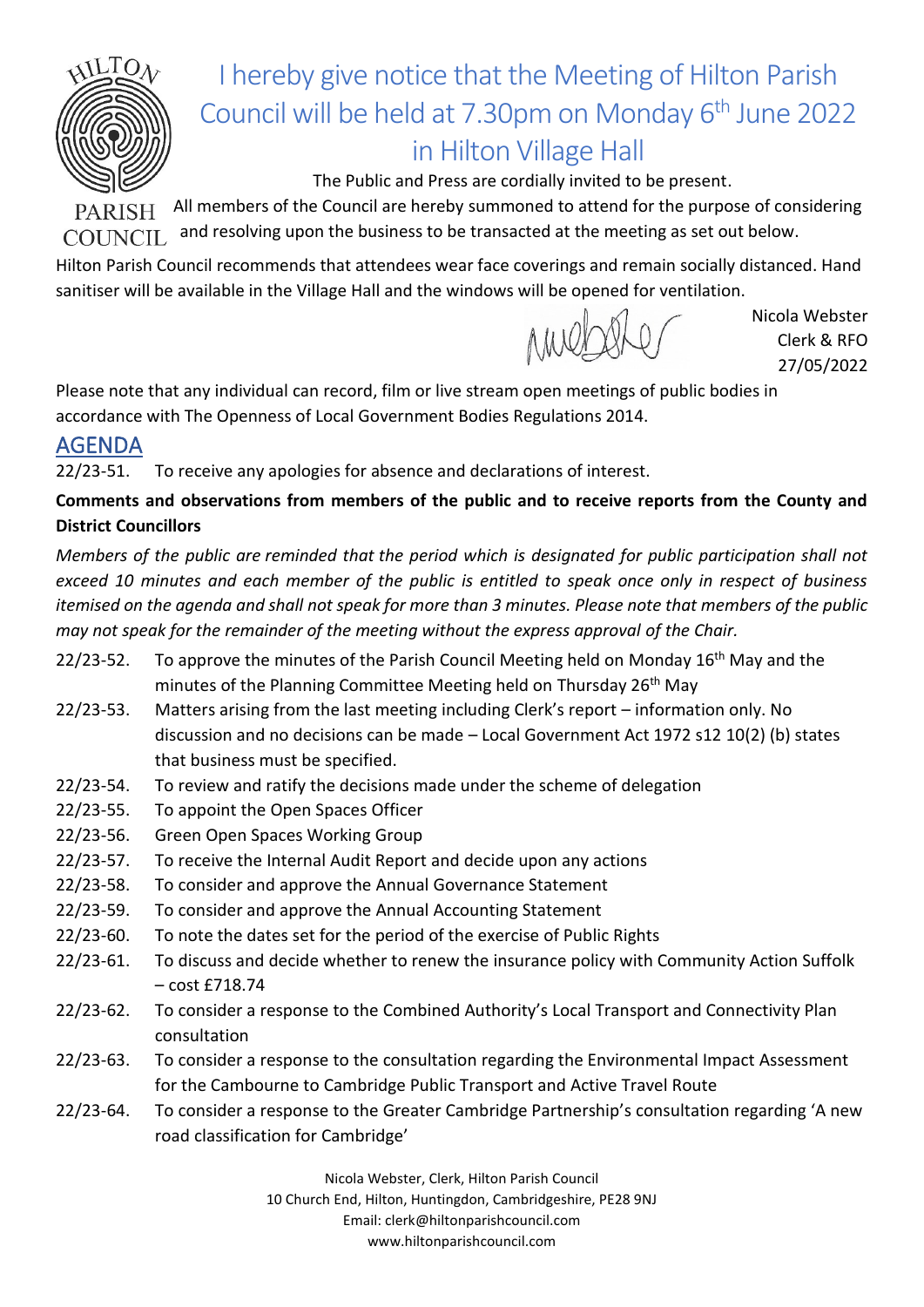HILTON PARISH COUNCIL

# I hereby give notice that the Meeting of Hilton Parish Council will be held at 7.30pm on Monday 6th June 2022 in Hilton Village Hall

The Public and Press are cordially invited to be present.

All members of the Council are hereby summoned to attend for the purpose of considering and resolving upon the business to be transacted at the meeting as set out below.

Hilton Parish Council recommends that attendees wear face coverings and remain socially distanced. Hand sanitiser will be available in the Village Hall and the windows will be opened for ventilation.

Nicola Webster
Clerk & RFO
27/05/2022

Please note that any individual can record, film or live stream open meetings of public bodies in accordance with The Openness of Local Government Bodies Regulations 2014.

## AGENDA

22/23-51. To receive any apologies for absence and declarations of interest.

**Comments and observations from members of the public and to receive reports from the County and District Councillors**

*Members of the public are reminded that the period which is designated for public participation shall not exceed 10 minutes and each member of the public is entitled to speak once only in respect of business itemised on the agenda and shall not speak for more than 3 minutes. Please note that members of the public may not speak for the remainder of the meeting without the express approval of the Chair.*

22/23-52. To approve the minutes of the Parish Council Meeting held on Monday 16th May and the minutes of the Planning Committee Meeting held on Thursday 26th May

22/23-53. Matters arising from the last meeting including Clerk's report – information only. No discussion and no decisions can be made – Local Government Act 1972 s12 10(2) (b) states that business must be specified.

22/23-54. To review and ratify the decisions made under the scheme of delegation

22/23-55. To appoint the Open Spaces Officer

22/23-56. Green Open Spaces Working Group

22/23-57. To receive the Internal Audit Report and decide upon any actions

22/23-58. To consider and approve the Annual Governance Statement

22/23-59. To consider and approve the Annual Accounting Statement

22/23-60. To note the dates set for the period of the exercise of Public Rights

22/23-61. To discuss and decide whether to renew the insurance policy with Community Action Suffolk – cost £718.74

22/23-62. To consider a response to the Combined Authority's Local Transport and Connectivity Plan consultation

22/23-63. To consider a response to the consultation regarding the Environmental Impact Assessment for the Cambourne to Cambridge Public Transport and Active Travel Route

22/23-64. To consider a response to the Greater Cambridge Partnership's consultation regarding 'A new road classification for Cambridge'

Nicola Webster, Clerk, Hilton Parish Council
10 Church End, Hilton, Huntingdon, Cambridgeshire, PE28 9NJ
Email: clerk@hiltonparishcouncil.com
www.hiltonparishcouncil.com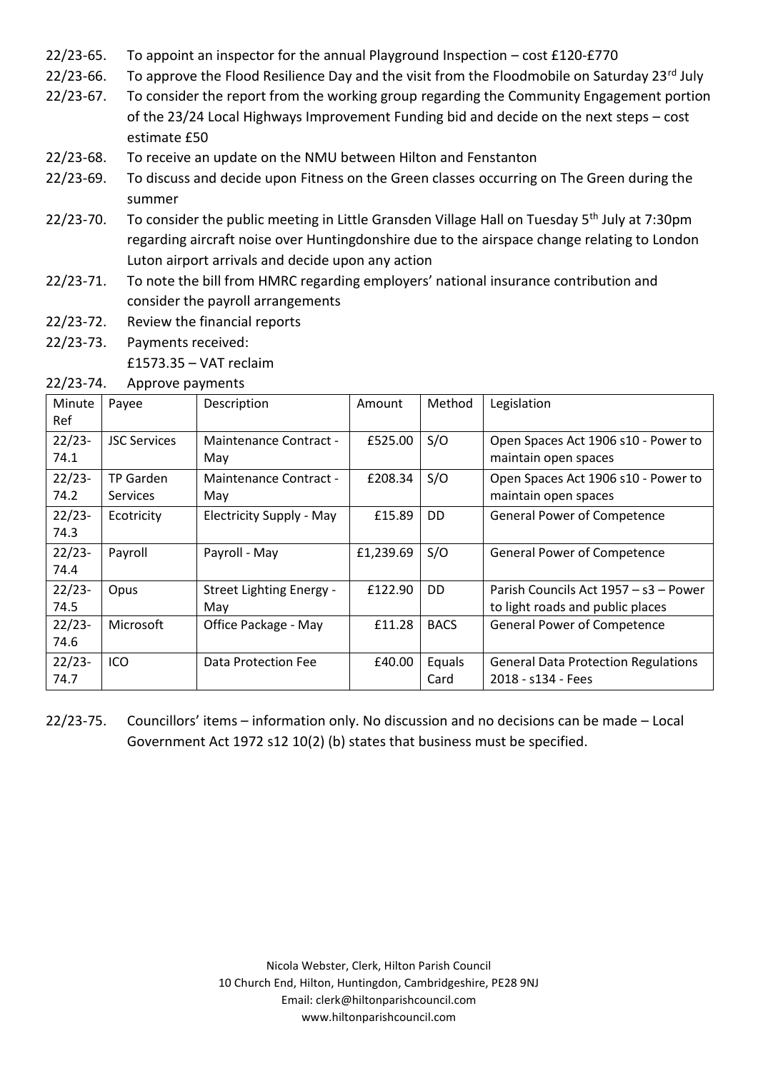22/23-65. To appoint an inspector for the annual Playground Inspection – cost £120-£770

22/23-66. To approve the Flood Resilience Day and the visit from the Floodmobile on Saturday 23rd July

22/23-67. To consider the report from the working group regarding the Community Engagement portion of the 23/24 Local Highways Improvement Funding bid and decide on the next steps – cost estimate £50

22/23-68. To receive an update on the NMU between Hilton and Fenstanton

22/23-69. To discuss and decide upon Fitness on the Green classes occurring on The Green during the summer

22/23-70. To consider the public meeting in Little Gransden Village Hall on Tuesday 5th July at 7:30pm regarding aircraft noise over Huntingdonshire due to the airspace change relating to London Luton airport arrivals and decide upon any action

22/23-71. To note the bill from HMRC regarding employers' national insurance contribution and consider the payroll arrangements

22/23-72. Review the financial reports

22/23-73. Payments received:
£1573.35 – VAT reclaim

22/23-74. Approve payments

| Minute Ref | Payee | Description | Amount | Method | Legislation |
|---|---|---|---|---|---|
| 22/23-74.1 | JSC Services | Maintenance Contract - May | £525.00 | S/O | Open Spaces Act 1906 s10 - Power to maintain open spaces |
| 22/23-74.2 | TP Garden Services | Maintenance Contract - May | £208.34 | S/O | Open Spaces Act 1906 s10 - Power to maintain open spaces |
| 22/23-74.3 | Ecotricity | Electricity Supply - May | £15.89 | DD | General Power of Competence |
| 22/23-74.4 | Payroll | Payroll - May | £1,239.69 | S/O | General Power of Competence |
| 22/23-74.5 | Opus | Street Lighting Energy - May | £122.90 | DD | Parish Councils Act 1957 – s3 – Power to light roads and public places |
| 22/23-74.6 | Microsoft | Office Package - May | £11.28 | BACS | General Power of Competence |
| 22/23-74.7 | ICO | Data Protection Fee | £40.00 | Equals Card | General Data Protection Regulations 2018 - s134 - Fees |

22/23-75. Councillors' items – information only. No discussion and no decisions can be made – Local Government Act 1972 s12 10(2) (b) states that business must be specified.

Nicola Webster, Clerk, Hilton Parish Council
10 Church End, Hilton, Huntingdon, Cambridgeshire, PE28 9NJ
Email: clerk@hiltonparishcouncil.com
www.hiltonparishcouncil.com